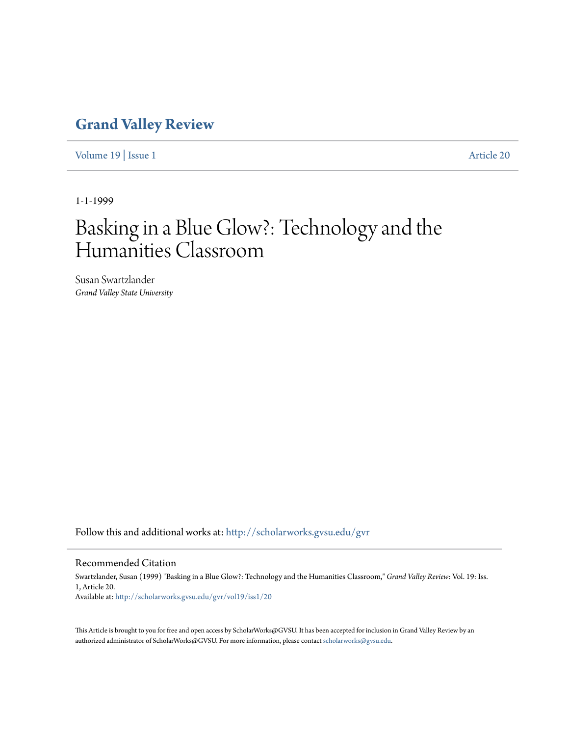# Grand Valley Review

Volume 19 | Issue 1 Article 20

1-1-1999

# Basking in a Blue Glow?: Technology and the Humanities Classroom

Susan Swartzlander
*Grand Valley State University*

Follow this and additional works at: http://scholarworks.gvsu.edu/gvr

## Recommended Citation

Swartzlander, Susan (1999) "Basking in a Blue Glow?: Technology and the Humanities Classroom," *Grand Valley Review*: Vol. 19: Iss. 1, Article 20.
Available at: http://scholarworks.gvsu.edu/gvr/vol19/iss1/20

This Article is brought to you for free and open access by ScholarWorks@GVSU. It has been accepted for inclusion in Grand Valley Review by an authorized administrator of ScholarWorks@GVSU. For more information, please contact scholarworks@gvsu.edu.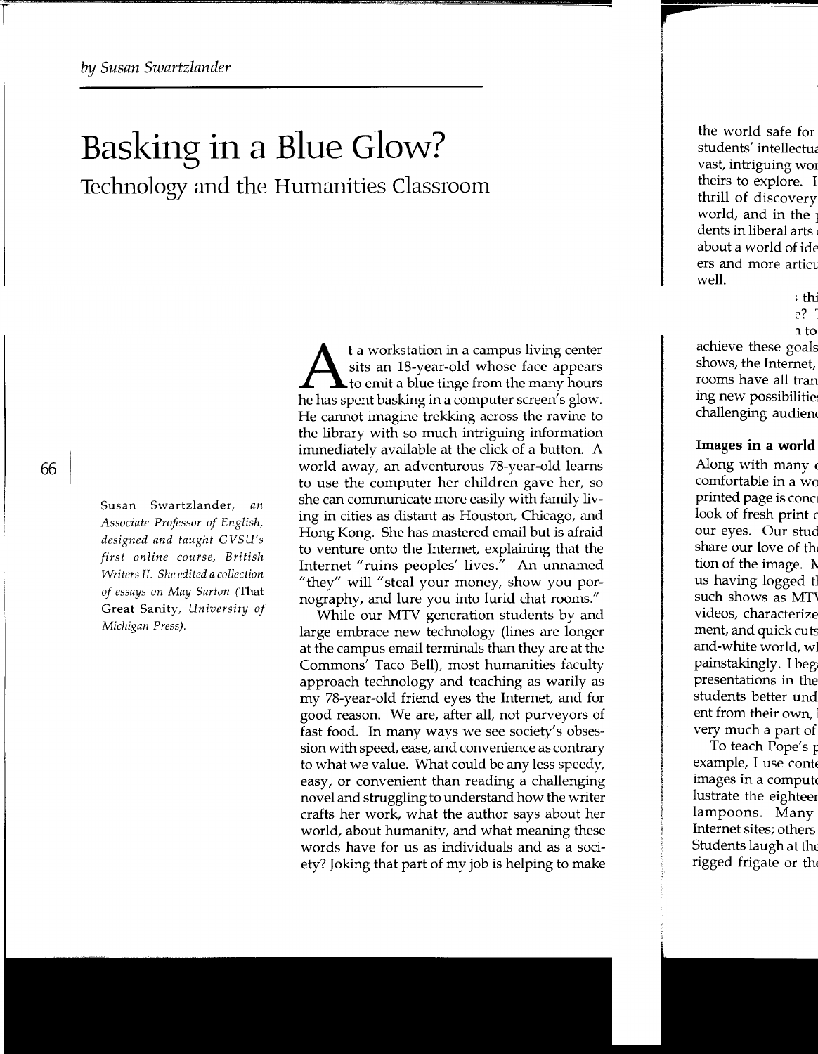*by Susan Swartzlander*

# Basking in a Blue Glow?

## Technology and the Humanities Classroom

*Susan Swartzlander, an Associate Professor of English, designed and taught GVSU's first online course, British Writers II. She edited a collection of essays on May Sarton (That Great Sanity, University of Michigan Press).*

At a workstation in a campus living center sits an 18-year-old whose face appears to emit a blue tinge from the many hours he has spent basking in a computer screen's glow. He cannot imagine trekking across the ravine to the library with so much intriguing information immediately available at the click of a button. A world away, an adventurous 78-year-old learns to use the computer her children gave her, so she can communicate more easily with family living in cities as distant as Houston, Chicago, and Hong Kong. She has mastered email but is afraid to venture onto the Internet, explaining that the Internet "ruins peoples' lives." An unnamed "they" will "steal your money, show you pornography, and lure you into lurid chat rooms."

While our MTV generation students by and large embrace new technology (lines are longer at the campus email terminals than they are at the Commons' Taco Bell), most humanities faculty approach technology and teaching as warily as my 78-year-old friend eyes the Internet, and for good reason. We are, after all, not purveyors of fast food. In many ways we see society's obsession with speed, ease, and convenience as contrary to what we value. What could be any less speedy, easy, or convenient than reading a challenging novel and struggling to understand how the writer crafts her work, what the author says about her world, about humanity, and what meaning these words have for us as individuals and as a society? Joking that part of my job is helping to make

the world safe for
students' intellectua
vast, intriguing wor
theirs to explore. I
thrill of discovery
world, and in the
dents in liberal arts
about a world of ide
ers and more articu
well.

thi
e?
to
achieve these goals
shows, the Internet,
rooms have all tran
ing new possibilitie
challenging audienc

### Images in a world

Along with many
comfortable in a wo
printed page is conc
look of fresh print
our eyes. Our stud
share our love of th
tion of the image.
us having logged t
such shows as MT
videos, characterize
ment, and quick cuts
and-white world, w
painstakingly. I beg
presentations in the
students better und
ent from their own,
very much a part of

To teach Pope's
example, I use cont
images in a comput
lustrate the eightee
lampoons. Many
Internet sites; others
Students laugh at the
rigged frigate or th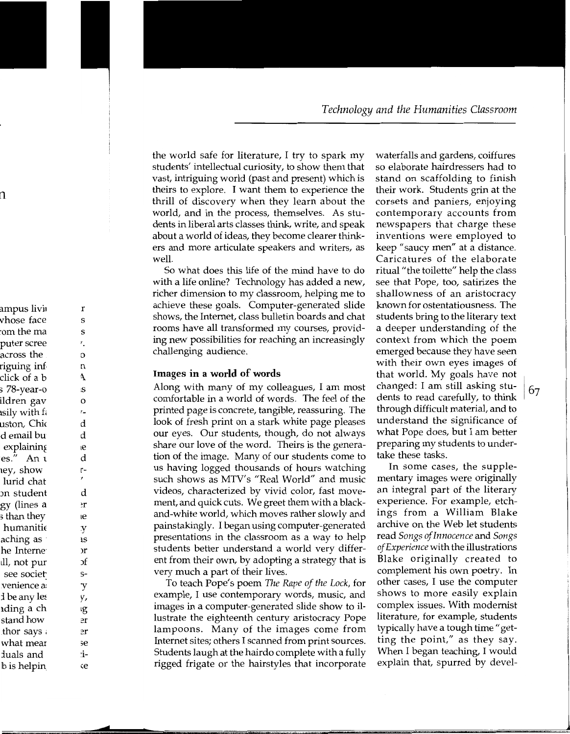the world safe for literature, I try to spark my students' intellectual curiosity, to show them that vast, intriguing world (past and present) which is theirs to explore. I want them to experience the thrill of discovery when they learn about the world, and in the process, themselves. As students in liberal arts classes think, write, and speak about a world of ideas, they become clearer thinkers and more articulate speakers and writers, as well.

So what does this life of the mind have to do with a life online? Technology has added a new, richer dimension to my classroom, helping me to achieve these goals. Computer-generated slide shows, the Internet, class bulletin boards and chat rooms have all transformed my courses, providing new possibilities for reaching an increasingly challenging audience.

### Images in a world of words

Along with many of my colleagues, I am most comfortable in a world of words. The feel of the printed page is concrete, tangible, reassuring. The look of fresh print on a stark white page pleases our eyes. Our students, though, do not always share our love of the word. Theirs is the generation of the image. Many of our students come to us having logged thousands of hours watching such shows as MTV's "Real World" and music videos, characterized by vivid color, fast movement, and quick cuts. We greet them with a black-and-white world, which moves rather slowly and painstakingly. I began using computer-generated presentations in the classroom as a way to help students better understand a world very different from their own, by adopting a strategy that is very much a part of their lives.

To teach Pope's poem *The Rape of the Lock*, for example, I use contemporary words, music, and images in a computer-generated slide show to illustrate the eighteenth century aristocracy Pope lampoons. Many of the images come from Internet sites; others I scanned from print sources. Students laugh at the hairdo complete with a fully rigged frigate or the hairstyles that incorporate waterfalls and gardens, coiffures so elaborate hairdressers had to stand on scaffolding to finish their work. Students grin at the corsets and paniers, enjoying contemporary accounts from newspapers that charge these inventions were employed to keep "saucy men" at a distance. Caricatures of the elaborate ritual "the toilette" help the class see that Pope, too, satirizes the shallowness of an aristocracy known for ostentatiousness. The students bring to the literary text a deeper understanding of the context from which the poem emerged because they have seen with their own eyes images of that world. My goals have not changed: I am still asking students to read carefully, to think through difficult material, and to understand the significance of what Pope does, but I am better preparing my students to undertake these tasks.

In some cases, the supplementary images were originally an integral part of the literary experience. For example, etchings from a William Blake archive on the Web let students read *Songs of Innocence* and *Songs of Experience* with the illustrations Blake originally created to complement his own poetry. In other cases, I use the computer shows to more easily explain complex issues. With modernist literature, for example, students typically have a tough time "getting the point," as they say. When I began teaching, I would explain that, spurred by devel-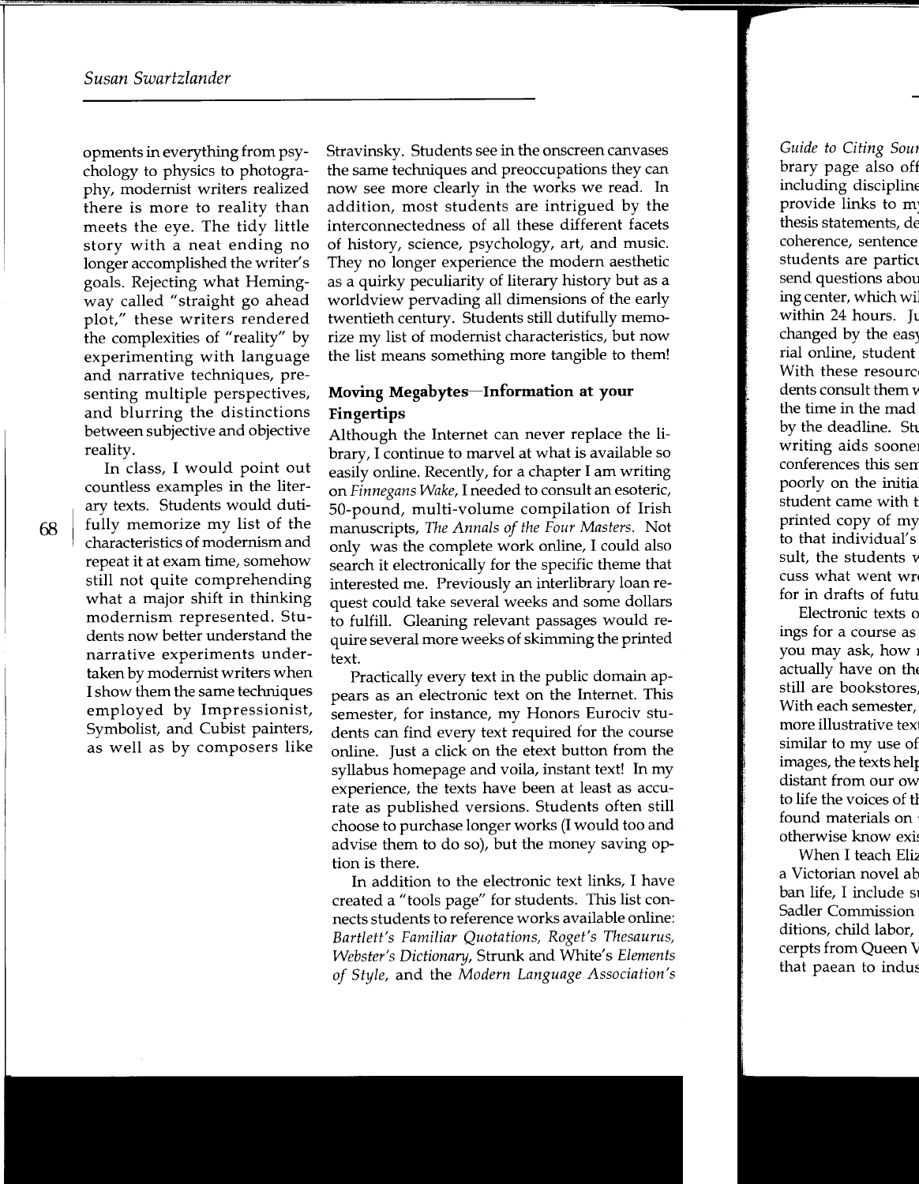opments in everything from psychology to physics to photography, modernist writers realized there is more to reality than meets the eye. The tidy little story with a neat ending no longer accomplished the writer's goals. Rejecting what Hemingway called "straight go ahead plot," these writers rendered the complexities of "reality" by experimenting with language and narrative techniques, presenting multiple perspectives, and blurring the distinctions between subjective and objective reality.

In class, I would point out countless examples in the literary texts. Students would dutifully memorize my list of the characteristics of modernism and repeat it at exam time, somehow still not quite comprehending what a major shift in thinking modernism represented. Students now better understand the narrative experiments undertaken by modernist writers when I show them the same techniques employed by Impressionist, Symbolist, and Cubist painters, as well as by composers like Stravinsky. Students see in the onscreen canvases the same techniques and preoccupations they can now see more clearly in the works we read. In addition, most students are intrigued by the interconnectedness of all these different facets of history, science, psychology, art, and music. They no longer experience the modern aesthetic as a quirky peculiarity of literary history but as a worldview pervading all dimensions of the early twentieth century. Students still dutifully memorize my list of modernist characteristics, but now the list means something more tangible to them!

## Moving Megabytes—Information at your Fingertips

Although the Internet can never replace the library, I continue to marvel at what is available so easily online. Recently, for a chapter I am writing on *Finnegans Wake*, I needed to consult an esoteric, 50-pound, multi-volume compilation of Irish manuscripts, *The Annals of the Four Masters*. Not only was the complete work online, I could also search it electronically for the specific theme that interested me. Previously an interlibrary loan request could take several weeks and some dollars to fulfill. Gleaning relevant passages would require several more weeks of skimming the printed text.

Practically every text in the public domain appears as an electronic text on the Internet. This semester, for instance, my Honors Euro civ students can find every text required for the course online. Just a click on the etext button from the syllabus homepage and voila, instant text! In my experience, the texts have been at least as accurate as published versions. Students often still choose to purchase longer works (I would too and advise them to do so), but the money saving option is there.

In addition to the electronic text links, I have created a "tools page" for students. This list connects students to reference works available online: *Bartlett's Familiar Quotations, Roget's Thesaurus, Webster's Dictionary*, Strunk and White's *Elements of Style*, and the *Modern Language Association's*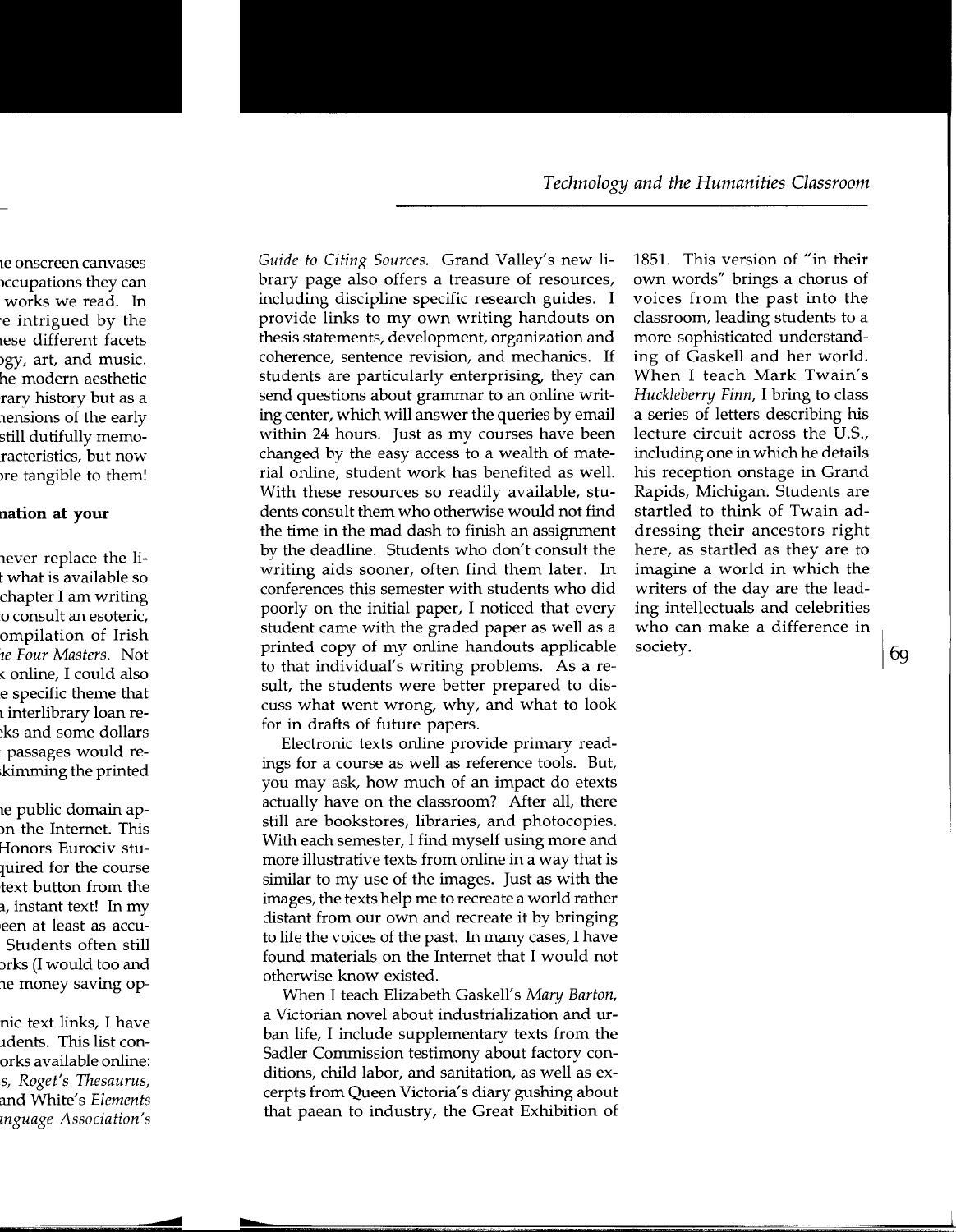*Guide to Citing Sources.* Grand Valley's new library page also offers a treasure of resources, including discipline specific research guides. I provide links to my own writing handouts on thesis statements, development, organization and coherence, sentence revision, and mechanics. If students are particularly enterprising, they can send questions about grammar to an online writing center, which will answer the queries by email within 24 hours. Just as my courses have been changed by the easy access to a wealth of material online, student work has benefited as well. With these resources so readily available, students consult them who otherwise would not find the time in the mad dash to finish an assignment by the deadline. Students who don't consult the writing aids sooner, often find them later. In conferences this semester with students who did poorly on the initial paper, I noticed that every student came with the graded paper as well as a printed copy of my online handouts applicable to that individual's writing problems. As a result, the students were better prepared to discuss what went wrong, why, and what to look for in drafts of future papers.

Electronic texts online provide primary readings for a course as well as reference tools. But, you may ask, how much of an impact do etexts actually have on the classroom? After all, there still are bookstores, libraries, and photocopies. With each semester, I find myself using more and more illustrative texts from online in a way that is similar to my use of the images. Just as with the images, the texts help me to recreate a world rather distant from our own and recreate it by bringing to life the voices of the past. In many cases, I have found materials on the Internet that I would not otherwise know existed.

When I teach Elizabeth Gaskell's *Mary Barton*, a Victorian novel about industrialization and urban life, I include supplementary texts from the Sadler Commission testimony about factory conditions, child labor, and sanitation, as well as excerpts from Queen Victoria's diary gushing about that paean to industry, the Great Exhibition of 1851. This version of "in their own words" brings a chorus of voices from the past into the classroom, leading students to a more sophisticated understanding of Gaskell and her world. When I teach Mark Twain's *Huckleberry Finn*, I bring to class a series of letters describing his lecture circuit across the U.S., including one in which he details his reception onstage in Grand Rapids, Michigan. Students are startled to think of Twain addressing their ancestors right here, as startled as they are to imagine a world in which the writers of the day are the leading intellectuals and celebrities who can make a difference in society.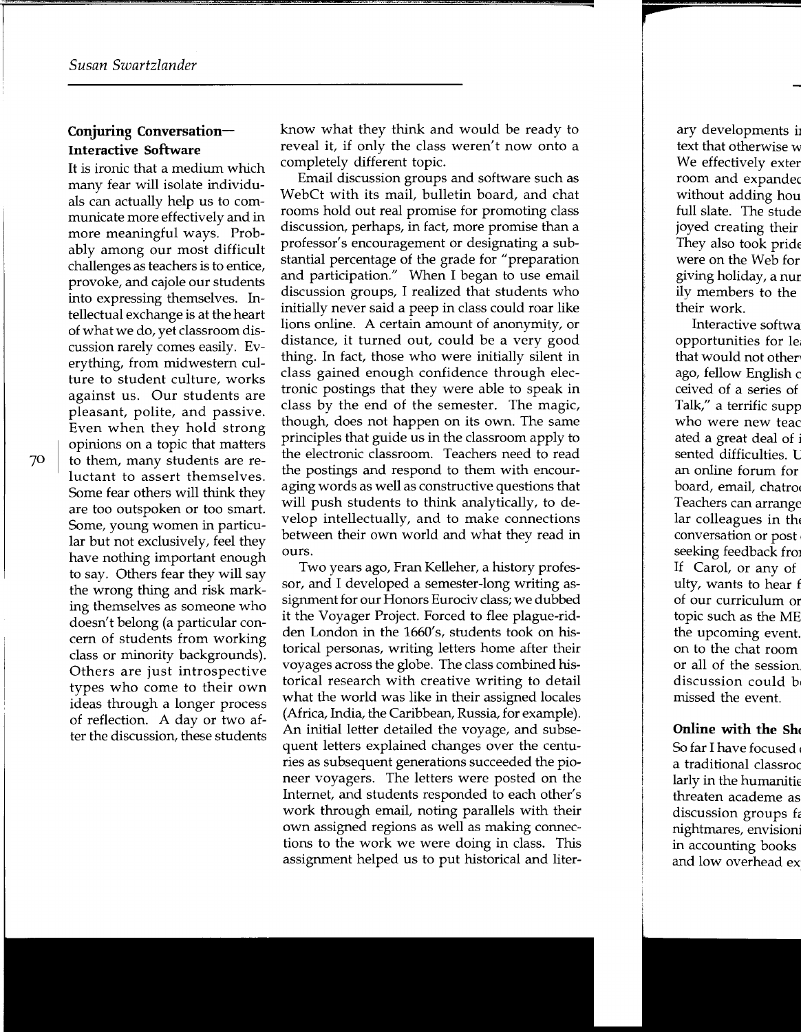### Conjuring Conversation—Interactive Software

It is ironic that a medium which many fear will isolate individuals can actually help us to communicate more effectively and in more meaningful ways. Probably among our most difficult challenges as teachers is to entice, provoke, and cajole our students into expressing themselves. Intellectual exchange is at the heart of what we do, yet classroom discussion rarely comes easily. Everything, from midwestern culture to student culture, works against us. Our students are pleasant, polite, and passive. Even when they hold strong opinions on a topic that matters to them, many students are reluctant to assert themselves. Some fear others will think they are too outspoken or too smart. Some, young women in particular but not exclusively, feel they have nothing important enough to say. Others fear they will say the wrong thing and risk marking themselves as someone who doesn't belong (a particular concern of students from working class or minority backgrounds). Others are just introspective types who come to their own ideas through a longer process of reflection. A day or two after the discussion, these students know what they think and would be ready to reveal it, if only the class weren't now onto a completely different topic.

Email discussion groups and software such as WebCt with its mail, bulletin board, and chat rooms hold out real promise for promoting class discussion, perhaps, in fact, more promise than a professor's encouragement or designating a substantial percentage of the grade for "preparation and participation." When I began to use email discussion groups, I realized that students who initially never said a peep in class could roar like lions online. A certain amount of anonymity, or distance, it turned out, could be a very good thing. In fact, those who were initially silent in class gained enough confidence through electronic postings that they were able to speak in class by the end of the semester. The magic, though, does not happen on its own. The same principles that guide us in the classroom apply to the electronic classroom. Teachers need to read the postings and respond to them with encouraging words as well as constructive questions that will push students to think analytically, to develop intellectually, and to make connections between their own world and what they read in ours.

Two years ago, Fran Kelleher, a history professor, and I developed a semester-long writing assignment for our Honors Eurociv class; we dubbed it the Voyager Project. Forced to flee plague-ridden London in the 1660's, students took on historical personas, writing letters home after their voyages across the globe. The class combined historical research with creative writing to detail what the world was like in their assigned locales (Africa, India, the Caribbean, Russia, for example). An initial letter detailed the voyage, and subsequent letters explained changes over the centuries as subsequent generations succeeded the pioneer voyagers. The letters were posted on the Internet, and students responded to each other's work through email, noting parallels with their own assigned regions as well as making connections to the work we were doing in class. This assignment helped us to put historical and liter-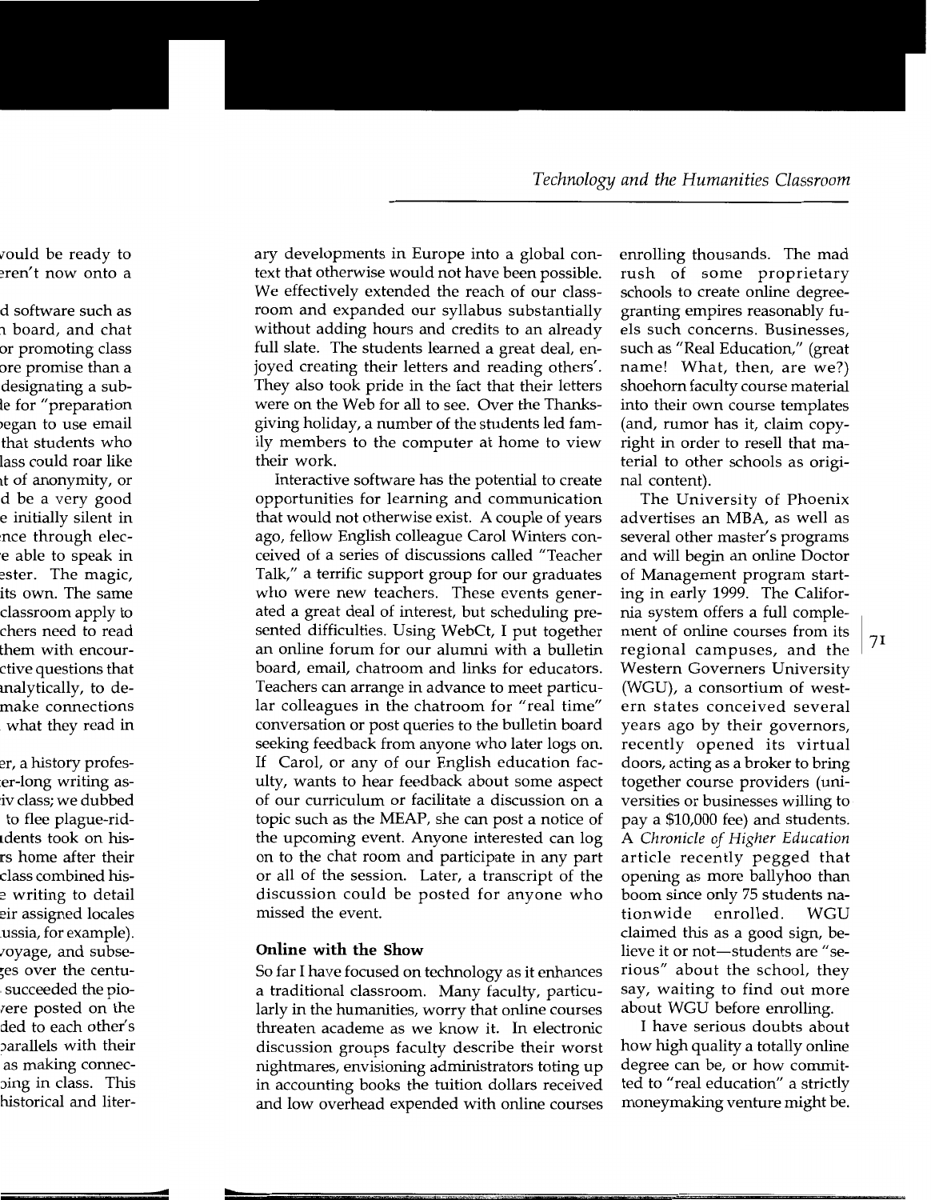ary developments in Europe into a global context that otherwise would not have been possible. We effectively extended the reach of our classroom and expanded our syllabus substantially without adding hours and credits to an already full slate. The students learned a great deal, enjoyed creating their letters and reading others'. They also took pride in the fact that their letters were on the Web for all to see. Over the Thanksgiving holiday, a number of the students led family members to the computer at home to view their work.

Interactive software has the potential to create opportunities for learning and communication that would not otherwise exist. A couple of years ago, fellow English colleague Carol Winters conceived of a series of discussions called "Teacher Talk," a terrific support group for our graduates who were new teachers. These events generated a great deal of interest, but scheduling presented difficulties. Using WebCt, I put together an online forum for our alumni with a bulletin board, email, chatroom and links for educators. Teachers can arrange in advance to meet particular colleagues in the chatroom for "real time" conversation or post queries to the bulletin board seeking feedback from anyone who later logs on. If Carol, or any of our English education faculty, wants to hear feedback about some aspect of our curriculum or facilitate a discussion on a topic such as the MEAP, she can post a notice of the upcoming event. Anyone interested can log on to the chat room and participate in any part or all of the session. Later, a transcript of the discussion could be posted for anyone who missed the event.

### Online with the Show

So far I have focused on technology as it enhances a traditional classroom. Many faculty, particularly in the humanities, worry that online courses threaten academe as we know it. In electronic discussion groups faculty describe their worst nightmares, envisioning administrators toting up in accounting books the tuition dollars received and low overhead expended with online courses enrolling thousands. The mad rush of some proprietary schools to create online degree-granting empires reasonably fuels such concerns. Businesses, such as "Real Education," (great name! What, then, are we?) shoehorn faculty course material into their own course templates (and, rumor has it, claim copyright in order to resell that material to other schools as original content).

The University of Phoenix advertises an MBA, as well as several other master's programs and will begin an online Doctor of Management program starting in early 1999. The California system offers a full complement of online courses from its regional campuses, and the Western Governers University (WGU), a consortium of western states conceived several years ago by their governors, recently opened its virtual doors, acting as a broker to bring together course providers (universities or businesses willing to pay a $10,000 fee) and students. A *Chronicle of Higher Education* article recently pegged that opening as more ballyhoo than boom since only 75 students nationwide enrolled. WGU claimed this as a good sign, believe it or not—students are "serious" about the school, they say, waiting to find out more about WGU before enrolling.

I have serious doubts about how high quality a totally online degree can be, or how committed to "real education" a strictly moneymaking venture might be.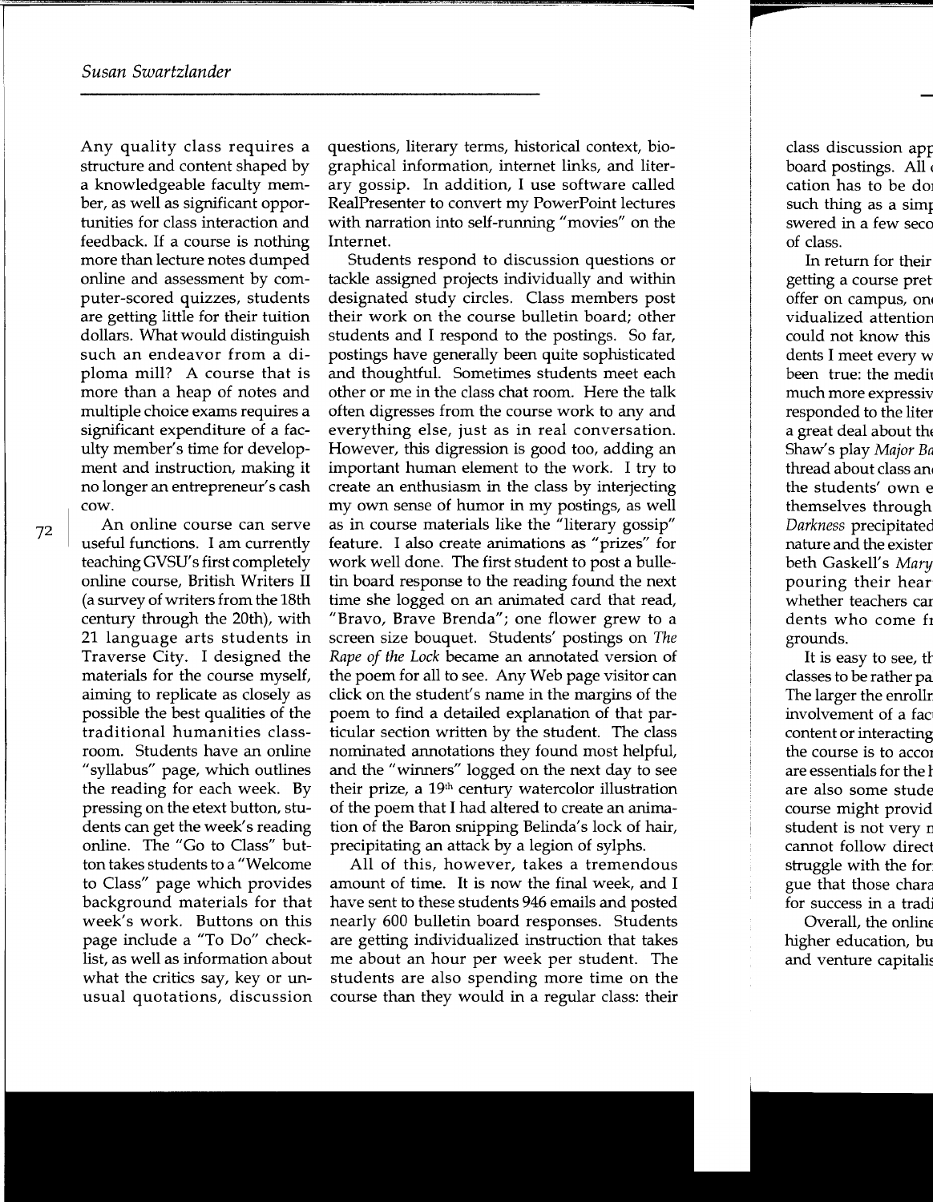Any quality class requires a structure and content shaped by a knowledgeable faculty member, as well as significant opportunities for class interaction and feedback. If a course is nothing more than lecture notes dumped online and assessment by computer-scored quizzes, students are getting little for their tuition dollars. What would distinguish such an endeavor from a diploma mill? A course that is more than a heap of notes and multiple choice exams requires a significant expenditure of a faculty member's time for development and instruction, making it no longer an entrepreneur's cash cow.

An online course can serve useful functions. I am currently teaching GVSU's first completely online course, British Writers II (a survey of writers from the 18th century through the 20th), with 21 language arts students in Traverse City. I designed the materials for the course myself, aiming to replicate as closely as possible the best qualities of the traditional humanities classroom. Students have an online "syllabus" page, which outlines the reading for each week. By pressing on the etext button, students can get the week's reading online. The "Go to Class" button takes students to a "Welcome to Class" page which provides background materials for that week's work. Buttons on this page include a "To Do" checklist, as well as information about what the critics say, key or unusual quotations, discussion questions, literary terms, historical context, biographical information, internet links, and literary gossip. In addition, I use software called RealPresenter to convert my PowerPoint lectures with narration into self-running "movies" on the Internet.

Students respond to discussion questions or tackle assigned projects individually and within designated study circles. Class members post their work on the course bulletin board; other students and I respond to the postings. So far, postings have generally been quite sophisticated and thoughtful. Sometimes students meet each other or me in the class chat room. Here the talk often digresses from the course work to any and everything else, just as in real conversation. However, this digression is good too, adding an important human element to the work. I try to create an enthusiasm in the class by interjecting my own sense of humor in my postings, as well as in course materials like the "literary gossip" feature. I also create animations as "prizes" for work well done. The first student to post a bulletin board response to the reading found the next time she logged on an animated card that read, "Bravo, Brave Brenda"; one flower grew to a screen size bouquet. Students' postings on *The Rape of the Lock* became an annotated version of the poem for all to see. Any Web page visitor can click on the student's name in the margins of the poem to find a detailed explanation of that particular section written by the student. The class nominated annotations they found most helpful, and the "winners" logged on the next day to see their prize, a 19th century watercolor illustration of the poem that I had altered to create an animation of the Baron snipping Belinda's lock of hair, precipitating an attack by a legion of sylphs.

All of this, however, takes a tremendous amount of time. It is now the final week, and I have sent to these students 946 emails and posted nearly 600 bulletin board responses. Students are getting individualized instruction that takes me about an hour per week per student. The students are also spending more time on the course than they would in a regular class: their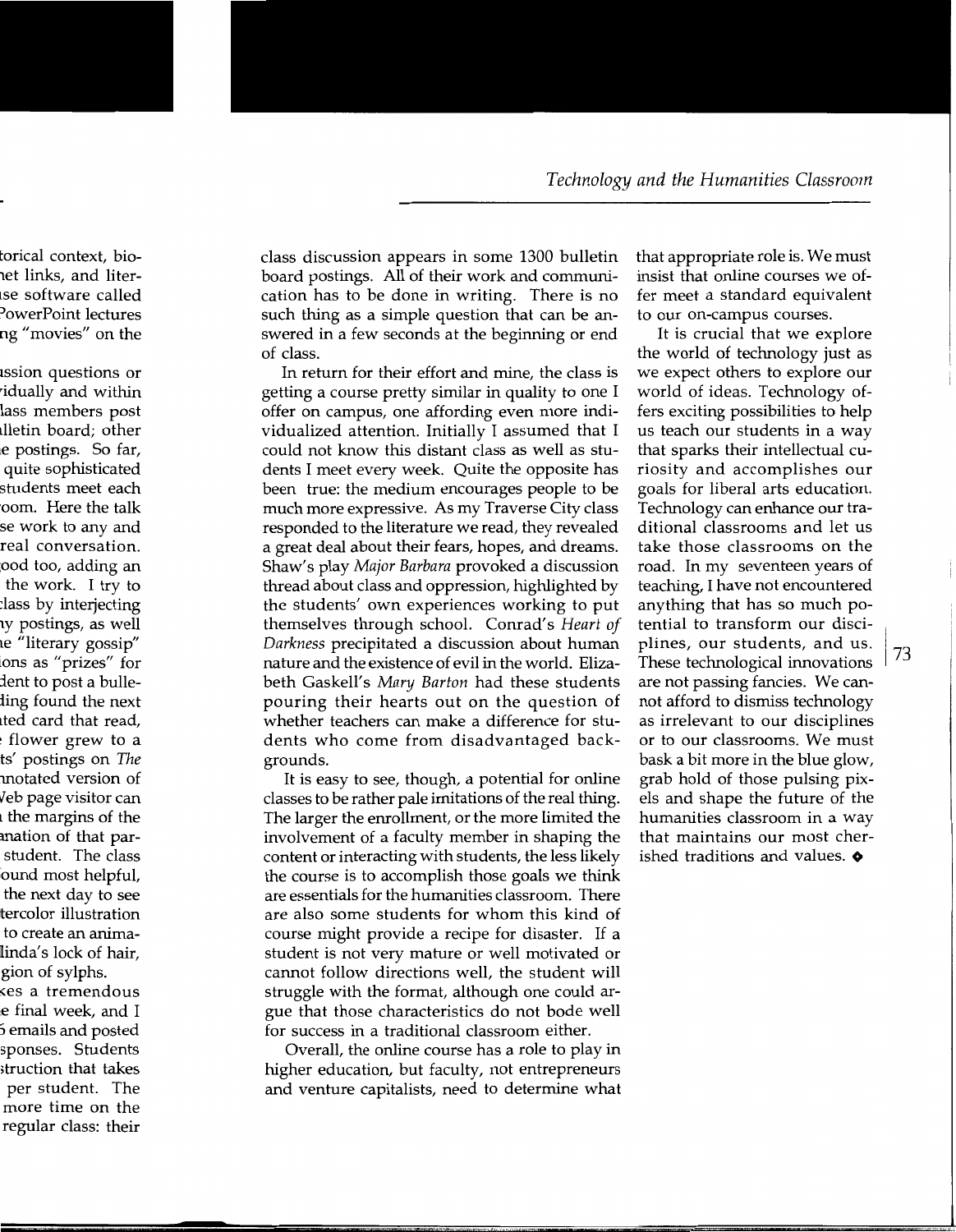class discussion appears in some 1300 bulletin board postings. All of their work and communication has to be done in writing. There is no such thing as a simple question that can be answered in a few seconds at the beginning or end of class.

In return for their effort and mine, the class is getting a course pretty similar in quality to one I offer on campus, one affording even more individualized attention. Initially I assumed that I could not know this distant class as well as students I meet every week. Quite the opposite has been true: the medium encourages people to be much more expressive. As my Traverse City class responded to the literature we read, they revealed a great deal about their fears, hopes, and dreams. Shaw's play *Major Barbara* provoked a discussion thread about class and oppression, highlighted by the students' own experiences working to put themselves through school. Conrad's *Heart of Darkness* precipitated a discussion about human nature and the existence of evil in the world. Elizabeth Gaskell's *Mary Barton* had these students pouring their hearts out on the question of whether teachers can make a difference for students who come from disadvantaged backgrounds.

It is easy to see, though, a potential for online classes to be rather pale imitations of the real thing. The larger the enrollment, or the more limited the involvement of a faculty member in shaping the content or interacting with students, the less likely the course is to accomplish those goals we think are essentials for the humanities classroom. There are also some students for whom this kind of course might provide a recipe for disaster. If a student is not very mature or well motivated or cannot follow directions well, the student will struggle with the format, although one could argue that those characteristics do not bode well for success in a traditional classroom either.

Overall, the online course has a role to play in higher education, but faculty, not entrepreneurs and venture capitalists, need to determine what that appropriate role is. We must insist that online courses we offer meet a standard equivalent to our on-campus courses.

It is crucial that we explore the world of technology just as we expect others to explore our world of ideas. Technology offers exciting possibilities to help us teach our students in a way that sparks their intellectual curiosity and accomplishes our goals for liberal arts education. Technology can enhance our traditional classrooms and let us take those classrooms on the road. In my seventeen years of teaching, I have not encountered anything that has so much potential to transform our disciplines, our students, and us. These technological innovations are not passing fancies. We cannot afford to dismiss technology as irrelevant to our disciplines or to our classrooms. We must bask a bit more in the blue glow, grab hold of those pulsing pixels and shape the future of the humanities classroom in a way that maintains our most cherished traditions and values. ◆